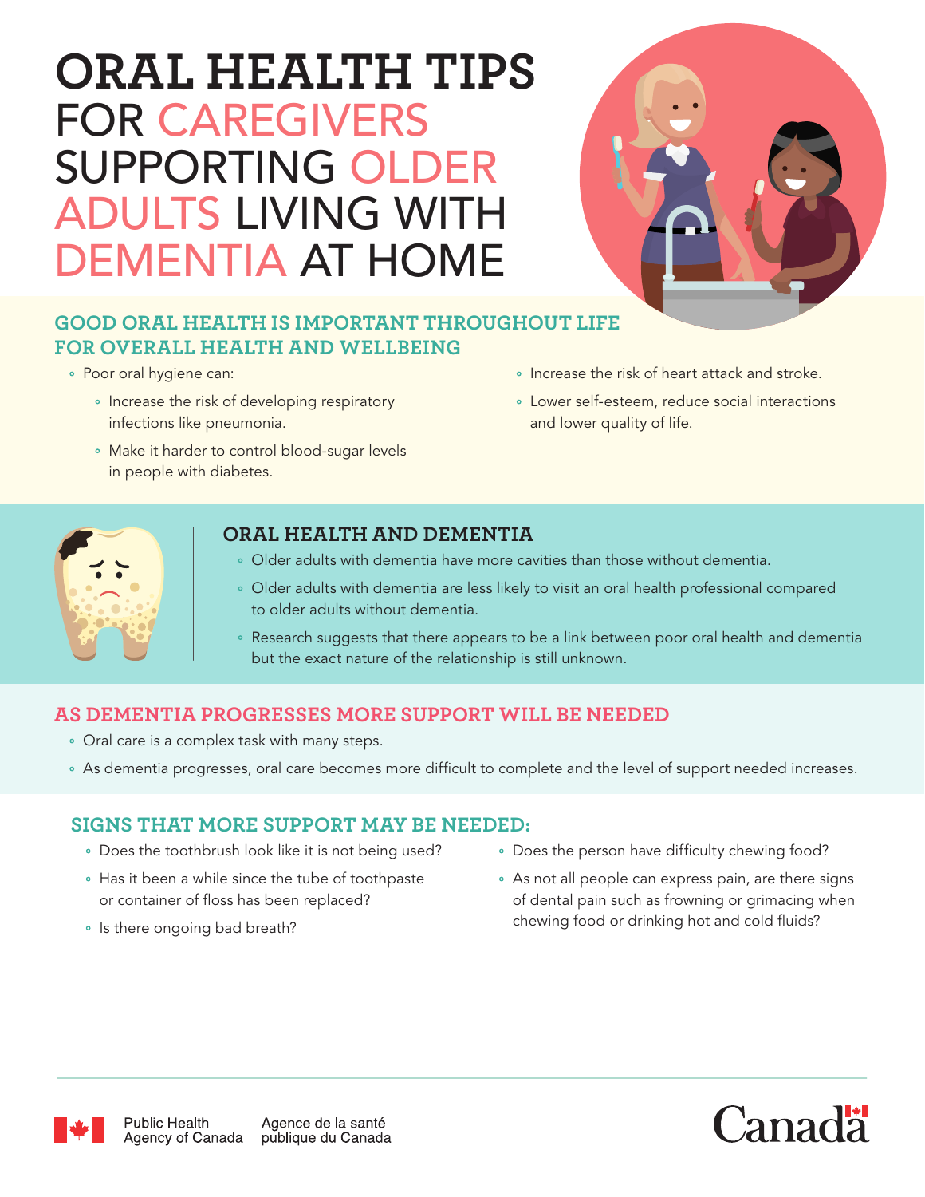# ORAL HEALTH TIPS FOR CAREGIVERS SUPPORTING OLDER ADULTS LIVING WITH DEMENTIA AT HOME

## GOOD ORAL HEALTH IS IMPORTANT THROUGHOUT LIFE FOR OVERALL HEALTH AND WELLBEING

- Poor oral hygiene can:
  - Increase the risk of developing respiratory infections like pneumonia.
  - Make it harder to control blood-sugar levels in people with diabetes.
  - Increase the risk of heart attack and stroke.
  - Lower self-esteem, reduce social interactions and lower quality of life.

## ORAL HEALTH AND DEMENTIA

- Older adults with dementia have more cavities than those without dementia.
- Older adults with dementia are less likely to visit an oral health professional compared to older adults without dementia.
- Research suggests that there appears to be a link between poor oral health and dementia but the exact nature of the relationship is still unknown.

## AS DEMENTIA PROGRESSES MORE SUPPORT WILL BE NEEDED

- Oral care is a complex task with many steps.
- As dementia progresses, oral care becomes more difficult to complete and the level of support needed increases.

## SIGNS THAT MORE SUPPORT MAY BE NEEDED:

- Does the toothbrush look like it is not being used?
- Has it been a while since the tube of toothpaste or container of floss has been replaced?
- Is there ongoing bad breath?
- Does the person have difficulty chewing food?
- As not all people can express pain, are there signs of dental pain such as frowning or grimacing when chewing food or drinking hot and cold fluids?

Public Health Agency of Canada | Agence de la santé publique du Canada

Canada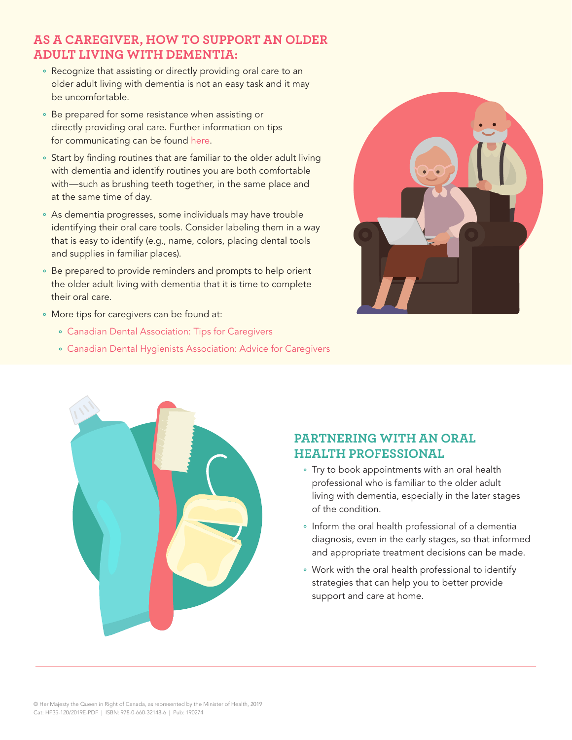## AS A CAREGIVER, HOW TO SUPPORT AN OLDER ADULT LIVING WITH DEMENTIA:

- Recognize that assisting or directly providing oral care to an older adult living with dementia is not an easy task and it may be uncomfortable.
- Be prepared for some resistance when assisting or directly providing oral care. Further information on tips for communicating can be found here.
- Start by finding routines that are familiar to the older adult living with dementia and identify routines you are both comfortable with—such as brushing teeth together, in the same place and at the same time of day.
- As dementia progresses, some individuals may have trouble identifying their oral care tools. Consider labeling them in a way that is easy to identify (e.g., name, colors, placing dental tools and supplies in familiar places).
- Be prepared to provide reminders and prompts to help orient the older adult living with dementia that it is time to complete their oral care.
- More tips for caregivers can be found at:
  - Canadian Dental Association: Tips for Caregivers
  - Canadian Dental Hygienists Association: Advice for Caregivers

## PARTNERING WITH AN ORAL HEALTH PROFESSIONAL

- Try to book appointments with an oral health professional who is familiar to the older adult living with dementia, especially in the later stages of the condition.
- Inform the oral health professional of a dementia diagnosis, even in the early stages, so that informed and appropriate treatment decisions can be made.
- Work with the oral health professional to identify strategies that can help you to better provide support and care at home.

© Her Majesty the Queen in Right of Canada, as represented by the Minister of Health, 2019
Cat: HP35-120/2019E-PDF | ISBN: 978-0-660-32148-6 | Pub: 190274